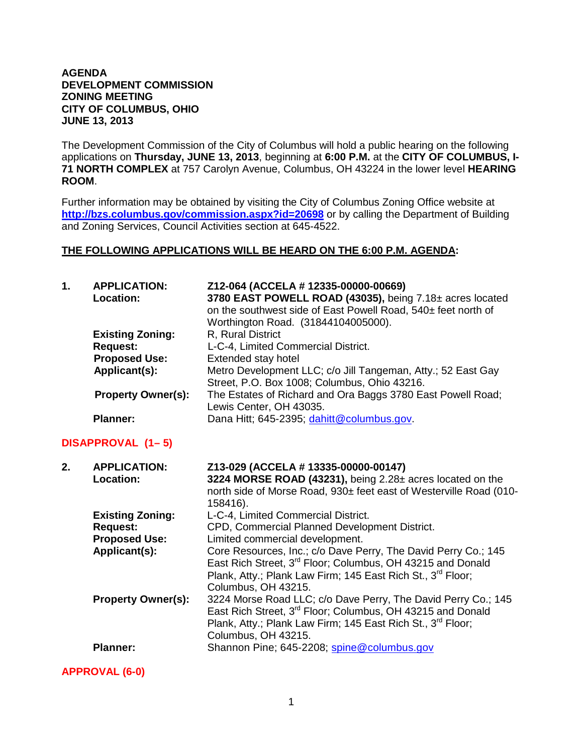**AGENDA**
**DEVELOPMENT COMMISSION**
**ZONING MEETING**
**CITY OF COLUMBUS, OHIO**
**JUNE 13, 2013**

The Development Commission of the City of Columbus will hold a public hearing on the following applications on **Thursday, JUNE 13, 2013**, beginning at **6:00 P.M.** at the **CITY OF COLUMBUS, I-71 NORTH COMPLEX** at 757 Carolyn Avenue, Columbus, OH 43224 in the lower level **HEARING ROOM**.

Further information may be obtained by visiting the City of Columbus Zoning Office website at **http://bzs.columbus.gov/commission.aspx?id=20698** or by calling the Department of Building and Zoning Services, Council Activities section at 645-4522.

**THE FOLLOWING APPLICATIONS WILL BE HEARD ON THE 6:00 P.M. AGENDA:**

**1. APPLICATION:** **Z12-064 (ACCELA # 12335-00000-00669)**
**Location:** **3780 EAST POWELL ROAD (43035),** being 7.18± acres located on the southwest side of East Powell Road, 540± feet north of Worthington Road. (31844104005000).
**Existing Zoning:** R, Rural District
**Request:** L-C-4, Limited Commercial District.
**Proposed Use:** Extended stay hotel
**Applicant(s):** Metro Development LLC; c/o Jill Tangeman, Atty.; 52 East Gay Street, P.O. Box 1008; Columbus, Ohio 43216.
**Property Owner(s):** The Estates of Richard and Ora Baggs 3780 East Powell Road; Lewis Center, OH 43035.
**Planner:** Dana Hitt; 645-2395; dahitt@columbus.gov.

**DISAPPROVAL (1– 5)**

**2. APPLICATION:** **Z13-029 (ACCELA # 13335-00000-00147)**
**Location:** **3224 MORSE ROAD (43231),** being 2.28± acres located on the north side of Morse Road, 930± feet east of Westerville Road (010-158416).
**Existing Zoning:** L-C-4, Limited Commercial District.
**Request:** CPD, Commercial Planned Development District.
**Proposed Use:** Limited commercial development.
**Applicant(s):** Core Resources, Inc.; c/o Dave Perry, The David Perry Co.; 145 East Rich Street, 3rd Floor; Columbus, OH 43215 and Donald Plank, Atty.; Plank Law Firm; 145 East Rich St., 3rd Floor; Columbus, OH 43215.
**Property Owner(s):** 3224 Morse Road LLC; c/o Dave Perry, The David Perry Co.; 145 East Rich Street, 3rd Floor; Columbus, OH 43215 and Donald Plank, Atty.; Plank Law Firm; 145 East Rich St., 3rd Floor; Columbus, OH 43215.
**Planner:** Shannon Pine; 645-2208; spine@columbus.gov

**APPROVAL (6-0)**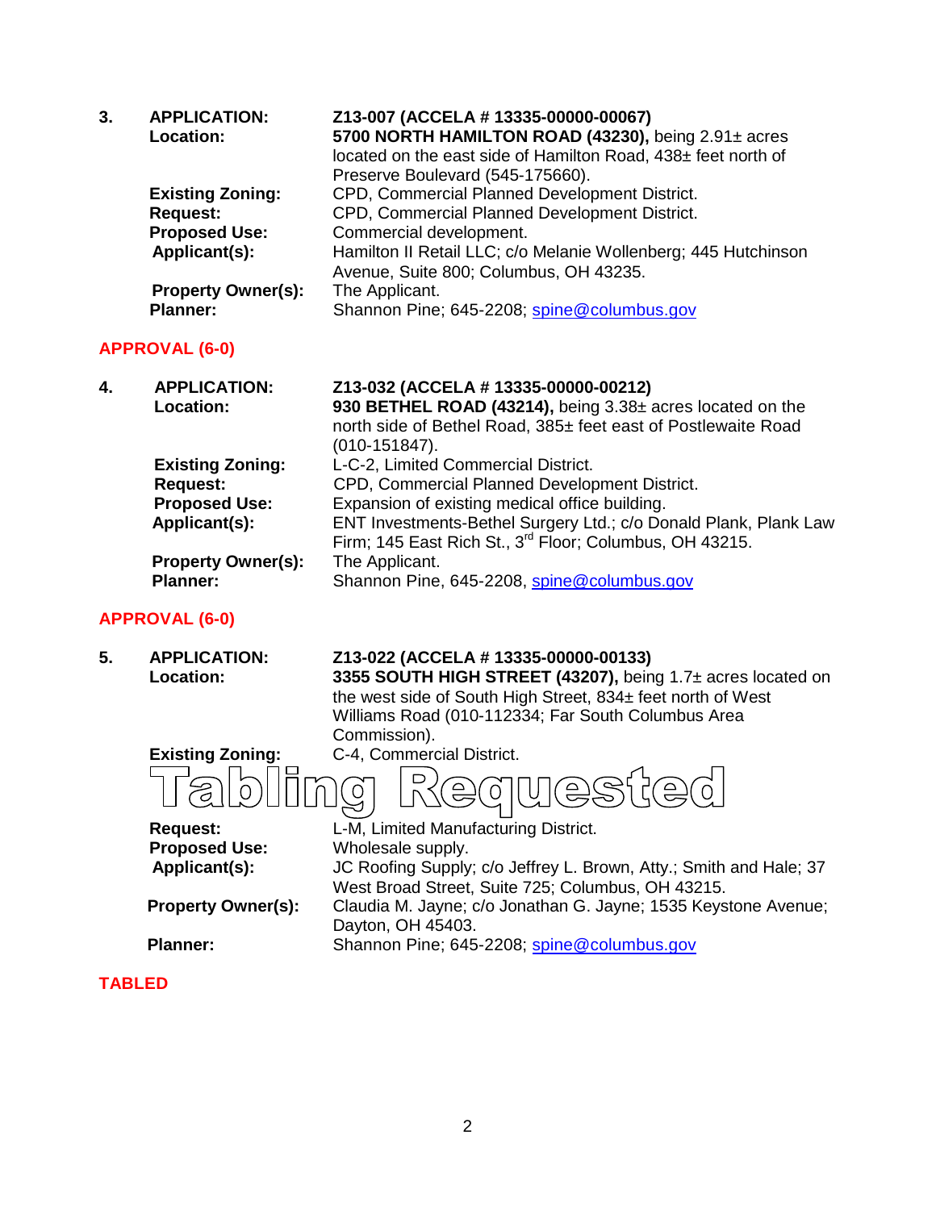**3. APPLICATION:** **Z13-007 (ACCELA # 13335-00000-00067)**

| | |
|---|---|
| **Location:** | **5700 NORTH HAMILTON ROAD (43230),** being 2.91± acres located on the east side of Hamilton Road, 438± feet north of Preserve Boulevard (545-175660). |
| **Existing Zoning:** | CPD, Commercial Planned Development District. |
| **Request:** | CPD, Commercial Planned Development District. |
| **Proposed Use:** | Commercial development. |
| **Applicant(s):** | Hamilton II Retail LLC; c/o Melanie Wollenberg; 445 Hutchinson Avenue, Suite 800; Columbus, OH 43235. |
| **Property Owner(s):** | The Applicant. |
| **Planner:** | Shannon Pine; 645-2208; spine@columbus.gov |

**APPROVAL (6-0)**

**4. APPLICATION:** **Z13-032 (ACCELA # 13335-00000-00212)**

| | |
|---|---|
| **Location:** | **930 BETHEL ROAD (43214),** being 3.38± acres located on the north side of Bethel Road, 385± feet east of Postlewaite Road (010-151847). |
| **Existing Zoning:** | L-C-2, Limited Commercial District. |
| **Request:** | CPD, Commercial Planned Development District. |
| **Proposed Use:** | Expansion of existing medical office building. |
| **Applicant(s):** | ENT Investments-Bethel Surgery Ltd.; c/o Donald Plank, Plank Law Firm; 145 East Rich St., 3rd Floor; Columbus, OH 43215. |
| **Property Owner(s):** | The Applicant. |
| **Planner:** | Shannon Pine, 645-2208, spine@columbus.gov |

**APPROVAL (6-0)**

**5. APPLICATION:** **Z13-022 (ACCELA # 13335-00000-00133)**

| | |
|---|---|
| **Location:** | **3355 SOUTH HIGH STREET (43207),** being 1.7± acres located on the west side of South High Street, 834± feet north of West Williams Road (010-112334; Far South Columbus Area Commission). |
| **Existing Zoning:** | C-4, Commercial District. |

**Tabling Requested**

| | |
|---|---|
| **Request:** | L-M, Limited Manufacturing District. |
| **Proposed Use:** | Wholesale supply. |
| **Applicant(s):** | JC Roofing Supply; c/o Jeffrey L. Brown, Atty.; Smith and Hale; 37 West Broad Street, Suite 725; Columbus, OH 43215. |
| **Property Owner(s):** | Claudia M. Jayne; c/o Jonathan G. Jayne; 1535 Keystone Avenue; Dayton, OH 45403. |
| **Planner:** | Shannon Pine; 645-2208; spine@columbus.gov |

**TABLED**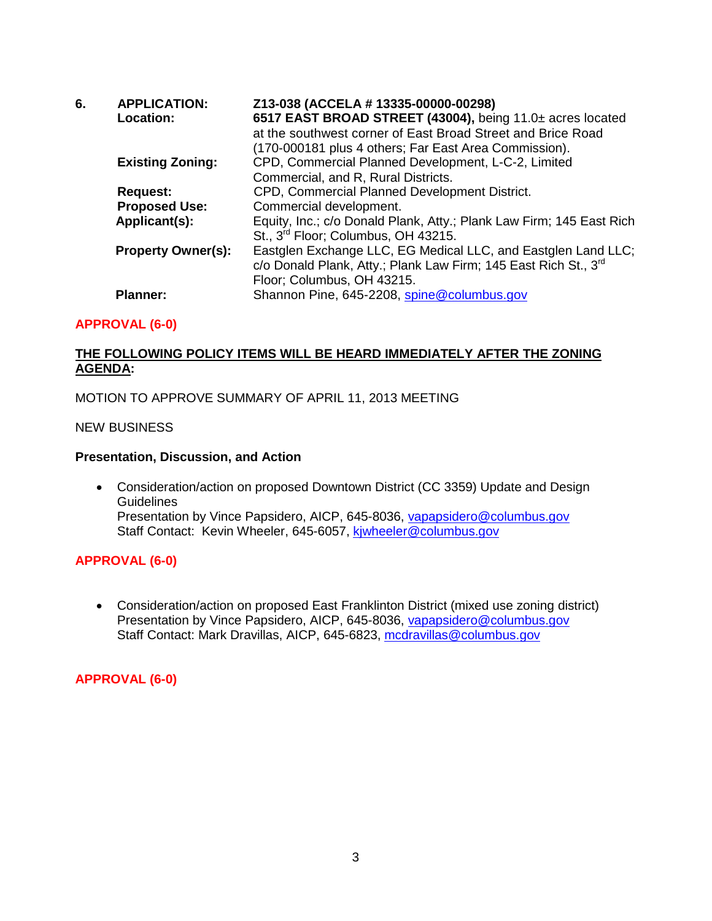**6.** **APPLICATION:** **Z13-038 (ACCELA # 13335-00000-00298)**

**Location:** **6517 EAST BROAD STREET (43004),** being 11.0± acres located at the southwest corner of East Broad Street and Brice Road (170-000181 plus 4 others; Far East Area Commission).

**Existing Zoning:** CPD, Commercial Planned Development, L-C-2, Limited Commercial, and R, Rural Districts.

**Request:** CPD, Commercial Planned Development District.

**Proposed Use:** Commercial development.

**Applicant(s):** Equity, Inc.; c/o Donald Plank, Atty.; Plank Law Firm; 145 East Rich St., 3rd Floor; Columbus, OH 43215.

**Property Owner(s):** Eastglen Exchange LLC, EG Medical LLC, and Eastglen Land LLC; c/o Donald Plank, Atty.; Plank Law Firm; 145 East Rich St., 3rd Floor; Columbus, OH 43215.

**Planner:** Shannon Pine, 645-2208, spine@columbus.gov

**APPROVAL (6-0)**

**THE FOLLOWING POLICY ITEMS WILL BE HEARD IMMEDIATELY AFTER THE ZONING AGENDA:**

MOTION TO APPROVE SUMMARY OF APRIL 11, 2013 MEETING

NEW BUSINESS

**Presentation, Discussion, and Action**

- Consideration/action on proposed Downtown District (CC 3359) Update and Design Guidelines
  Presentation by Vince Papsidero, AICP, 645-8036, vapapsidero@columbus.gov
  Staff Contact: Kevin Wheeler, 645-6057, kjwheeler@columbus.gov

**APPROVAL (6-0)**

- Consideration/action on proposed East Franklinton District (mixed use zoning district)
  Presentation by Vince Papsidero, AICP, 645-8036, vapapsidero@columbus.gov
  Staff Contact: Mark Dravillas, AICP, 645-6823, mcdravillas@columbus.gov

**APPROVAL (6-0)**